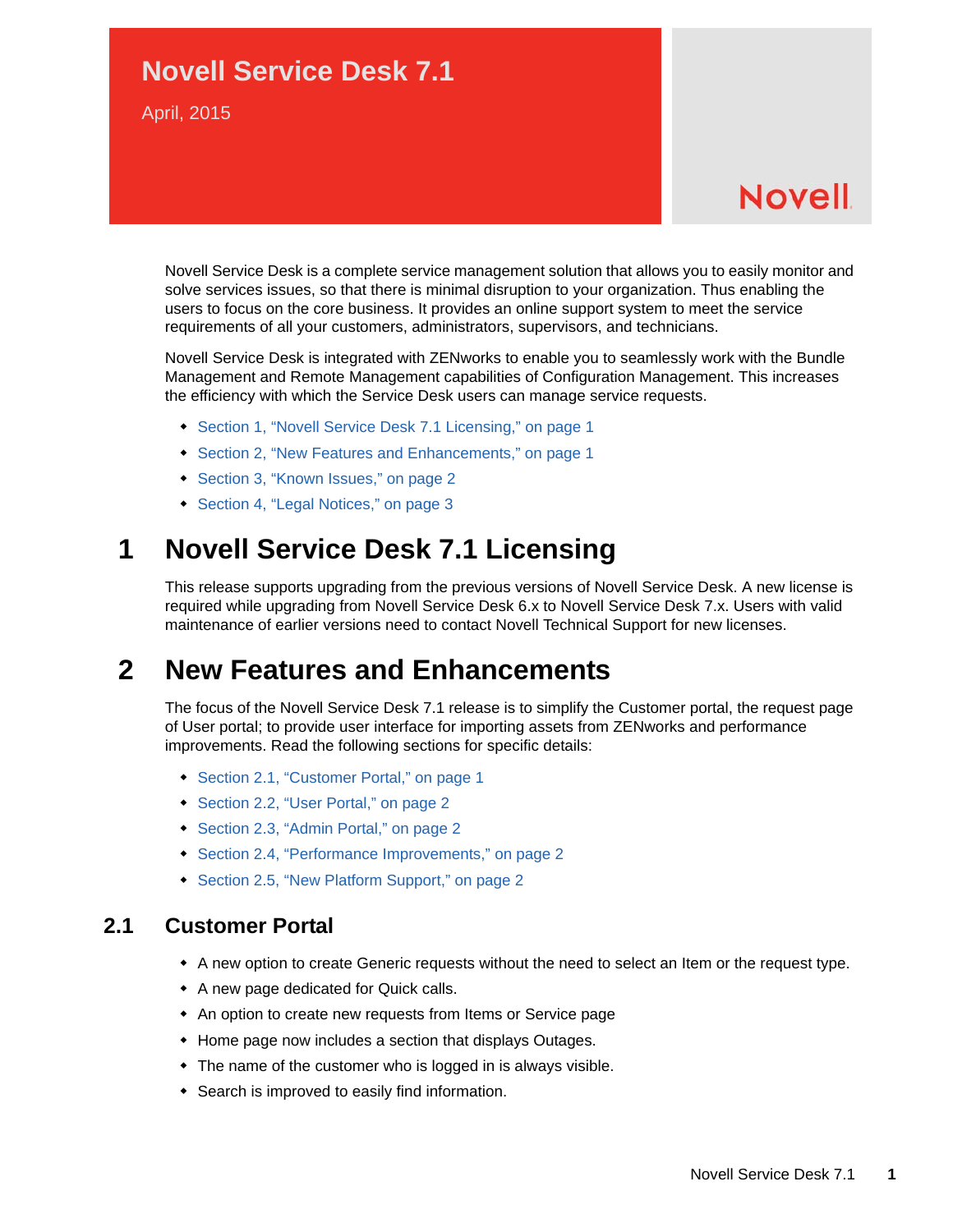# Novell Service Desk 7.1

April, 2015

Novell

Novell Service Desk is a complete service management solution that allows you to easily monitor and solve services issues, so that there is minimal disruption to your organization. Thus enabling the users to focus on the core business. It provides an online support system to meet the service requirements of all your customers, administrators, supervisors, and technicians.

Novell Service Desk is integrated with ZENworks to enable you to seamlessly work with the Bundle Management and Remote Management capabilities of Configuration Management. This increases the efficiency with which the Service Desk users can manage service requests.

- Section 1, "Novell Service Desk 7.1 Licensing," on page 1
- Section 2, "New Features and Enhancements," on page 1
- Section 3, "Known Issues," on page 2
- Section 4, "Legal Notices," on page 3

## 1 Novell Service Desk 7.1 Licensing

This release supports upgrading from the previous versions of Novell Service Desk. A new license is required while upgrading from Novell Service Desk 6.x to Novell Service Desk 7.x. Users with valid maintenance of earlier versions need to contact Novell Technical Support for new licenses.

## 2 New Features and Enhancements

The focus of the Novell Service Desk 7.1 release is to simplify the Customer portal, the request page of User portal; to provide user interface for importing assets from ZENworks and performance improvements. Read the following sections for specific details:

- Section 2.1, "Customer Portal," on page 1
- Section 2.2, "User Portal," on page 2
- Section 2.3, "Admin Portal," on page 2
- Section 2.4, "Performance Improvements," on page 2
- Section 2.5, "New Platform Support," on page 2

### 2.1 Customer Portal

- A new option to create Generic requests without the need to select an Item or the request type.
- A new page dedicated for Quick calls.
- An option to create new requests from Items or Service page
- Home page now includes a section that displays Outages.
- The name of the customer who is logged in is always visible.
- Search is improved to easily find information.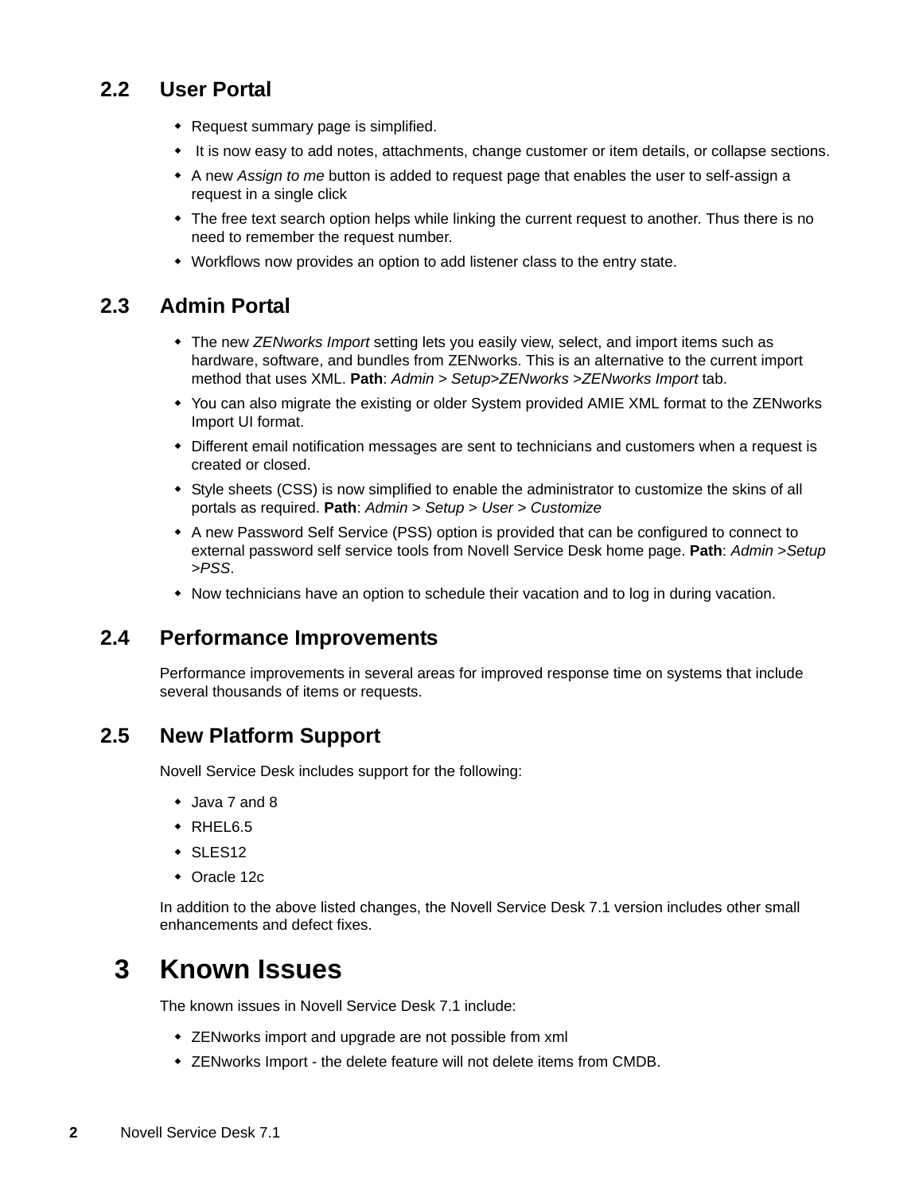## 2.2 User Portal

- Request summary page is simplified.
- It is now easy to add notes, attachments, change customer or item details, or collapse sections.
- A new *Assign to me* button is added to request page that enables the user to self-assign a request in a single click
- The free text search option helps while linking the current request to another. Thus there is no need to remember the request number.
- Workflows now provides an option to add listener class to the entry state.

## 2.3 Admin Portal

- The new *ZENworks Import* setting lets you easily view, select, and import items such as hardware, software, and bundles from ZENworks. This is an alternative to the current import method that uses XML. **Path**: *Admin > Setup>ZENworks >ZENworks Import* tab.
- You can also migrate the existing or older System provided AMIE XML format to the ZENworks Import UI format.
- Different email notification messages are sent to technicians and customers when a request is created or closed.
- Style sheets (CSS) is now simplified to enable the administrator to customize the skins of all portals as required. **Path**: *Admin > Setup > User > Customize*
- A new Password Self Service (PSS) option is provided that can be configured to connect to external password self service tools from Novell Service Desk home page. **Path**: *Admin >Setup >PSS*.
- Now technicians have an option to schedule their vacation and to log in during vacation.

## 2.4 Performance Improvements

Performance improvements in several areas for improved response time on systems that include several thousands of items or requests.

## 2.5 New Platform Support

Novell Service Desk includes support for the following:

- Java 7 and 8
- RHEL6.5
- SLES12
- Oracle 12c

In addition to the above listed changes, the Novell Service Desk 7.1 version includes other small enhancements and defect fixes.

# 3 Known Issues

The known issues in Novell Service Desk 7.1 include:

- ZENworks import and upgrade are not possible from xml
- ZENworks Import - the delete feature will not delete items from CMDB.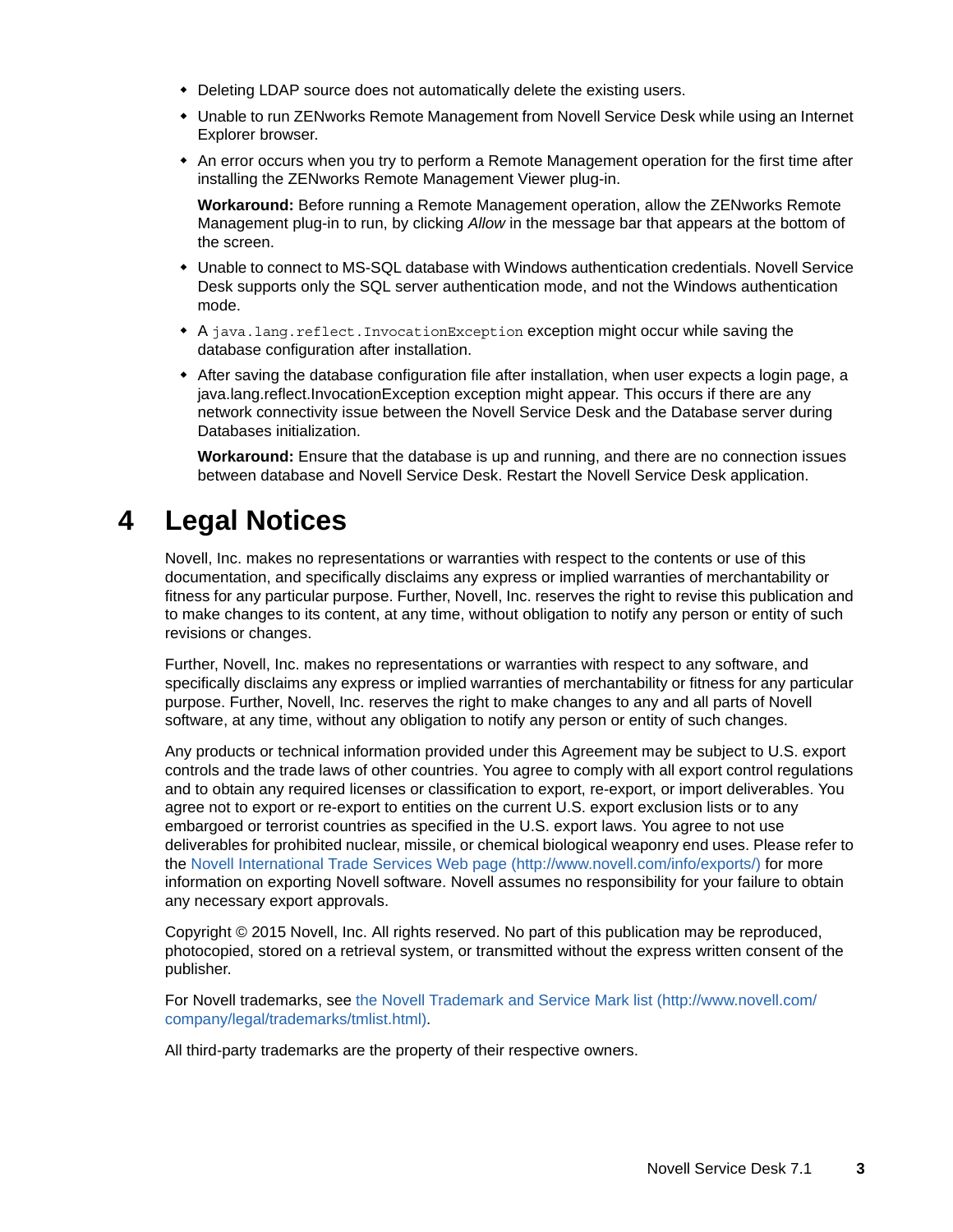- Deleting LDAP source does not automatically delete the existing users.
- Unable to run ZENworks Remote Management from Novell Service Desk while using an Internet Explorer browser.
- An error occurs when you try to perform a Remote Management operation for the first time after installing the ZENworks Remote Management Viewer plug-in.

  **Workaround:** Before running a Remote Management operation, allow the ZENworks Remote Management plug-in to run, by clicking *Allow* in the message bar that appears at the bottom of the screen.
- Unable to connect to MS-SQL database with Windows authentication credentials. Novell Service Desk supports only the SQL server authentication mode, and not the Windows authentication mode.
- A `java.lang.reflect.InvocationException` exception might occur while saving the database configuration after installation.
- After saving the database configuration file after installation, when user expects a login page, a java.lang.reflect.InvocationException exception might appear. This occurs if there are any network connectivity issue between the Novell Service Desk and the Database server during Databases initialization.

  **Workaround:** Ensure that the database is up and running, and there are no connection issues between database and Novell Service Desk. Restart the Novell Service Desk application.

# 4 Legal Notices

Novell, Inc. makes no representations or warranties with respect to the contents or use of this documentation, and specifically disclaims any express or implied warranties of merchantability or fitness for any particular purpose. Further, Novell, Inc. reserves the right to revise this publication and to make changes to its content, at any time, without obligation to notify any person or entity of such revisions or changes.

Further, Novell, Inc. makes no representations or warranties with respect to any software, and specifically disclaims any express or implied warranties of merchantability or fitness for any particular purpose. Further, Novell, Inc. reserves the right to make changes to any and all parts of Novell software, at any time, without any obligation to notify any person or entity of such changes.

Any products or technical information provided under this Agreement may be subject to U.S. export controls and the trade laws of other countries. You agree to comply with all export control regulations and to obtain any required licenses or classification to export, re-export, or import deliverables. You agree not to export or re-export to entities on the current U.S. export exclusion lists or to any embargoed or terrorist countries as specified in the U.S. export laws. You agree to not use deliverables for prohibited nuclear, missile, or chemical biological weaponry end uses. Please refer to the Novell International Trade Services Web page (http://www.novell.com/info/exports/) for more information on exporting Novell software. Novell assumes no responsibility for your failure to obtain any necessary export approvals.

Copyright © 2015 Novell, Inc. All rights reserved. No part of this publication may be reproduced, photocopied, stored on a retrieval system, or transmitted without the express written consent of the publisher.

For Novell trademarks, see the Novell Trademark and Service Mark list (http://www.novell.com/company/legal/trademarks/tmlist.html).

All third-party trademarks are the property of their respective owners.